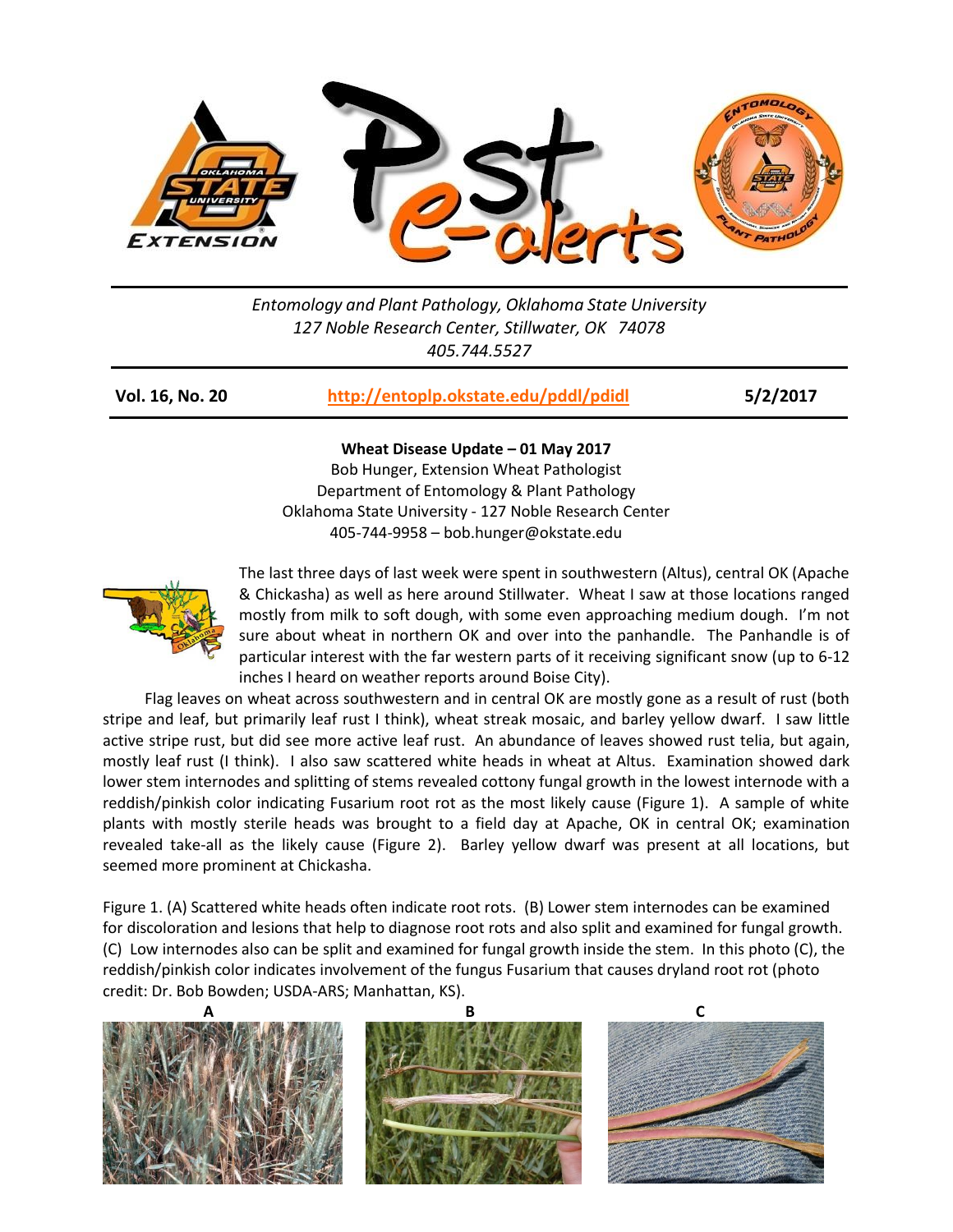Entomology and Plant Pathology, Oklahoma State University
127 Noble Research Center, Stillwater, OK 74078
405.744.5527

**Vol. 16, No. 20** | http://entoplp.okstate.edu/pddl/pdidl | **5/2/2017**

**Wheat Disease Update – 01 May 2017**

Bob Hunger, Extension Wheat Pathologist
Department of Entomology & Plant Pathology
Oklahoma State University - 127 Noble Research Center
405-744-9958 – bob.hunger@okstate.edu

The last three days of last week were spent in southwestern (Altus), central OK (Apache & Chickasha) as well as here around Stillwater. Wheat I saw at those locations ranged mostly from milk to soft dough, with some even approaching medium dough. I'm not sure about wheat in northern OK and over into the panhandle. The Panhandle is of particular interest with the far western parts of it receiving significant snow (up to 6-12 inches I heard on weather reports around Boise City).

Flag leaves on wheat across southwestern and in central OK are mostly gone as a result of rust (both stripe and leaf, but primarily leaf rust I think), wheat streak mosaic, and barley yellow dwarf. I saw little active stripe rust, but did see more active leaf rust. An abundance of leaves showed rust telia, but again, mostly leaf rust (I think). I also saw scattered white heads in wheat at Altus. Examination showed dark lower stem internodes and splitting of stems revealed cottony fungal growth in the lowest internode with a reddish/pinkish color indicating Fusarium root rot as the most likely cause (Figure 1). A sample of white plants with mostly sterile heads was brought to a field day at Apache, OK in central OK; examination revealed take-all as the likely cause (Figure 2). Barley yellow dwarf was present at all locations, but seemed more prominent at Chickasha.

Figure 1. (A) Scattered white heads often indicate root rots. (B) Lower stem internodes can be examined for discoloration and lesions that help to diagnose root rots and also split and examined for fungal growth. (C) Low internodes also can be split and examined for fungal growth inside the stem. In this photo (C), the reddish/pinkish color indicates involvement of the fungus Fusarium that causes dryland root rot (photo credit: Dr. Bob Bowden; USDA-ARS; Manhattan, KS).

A B C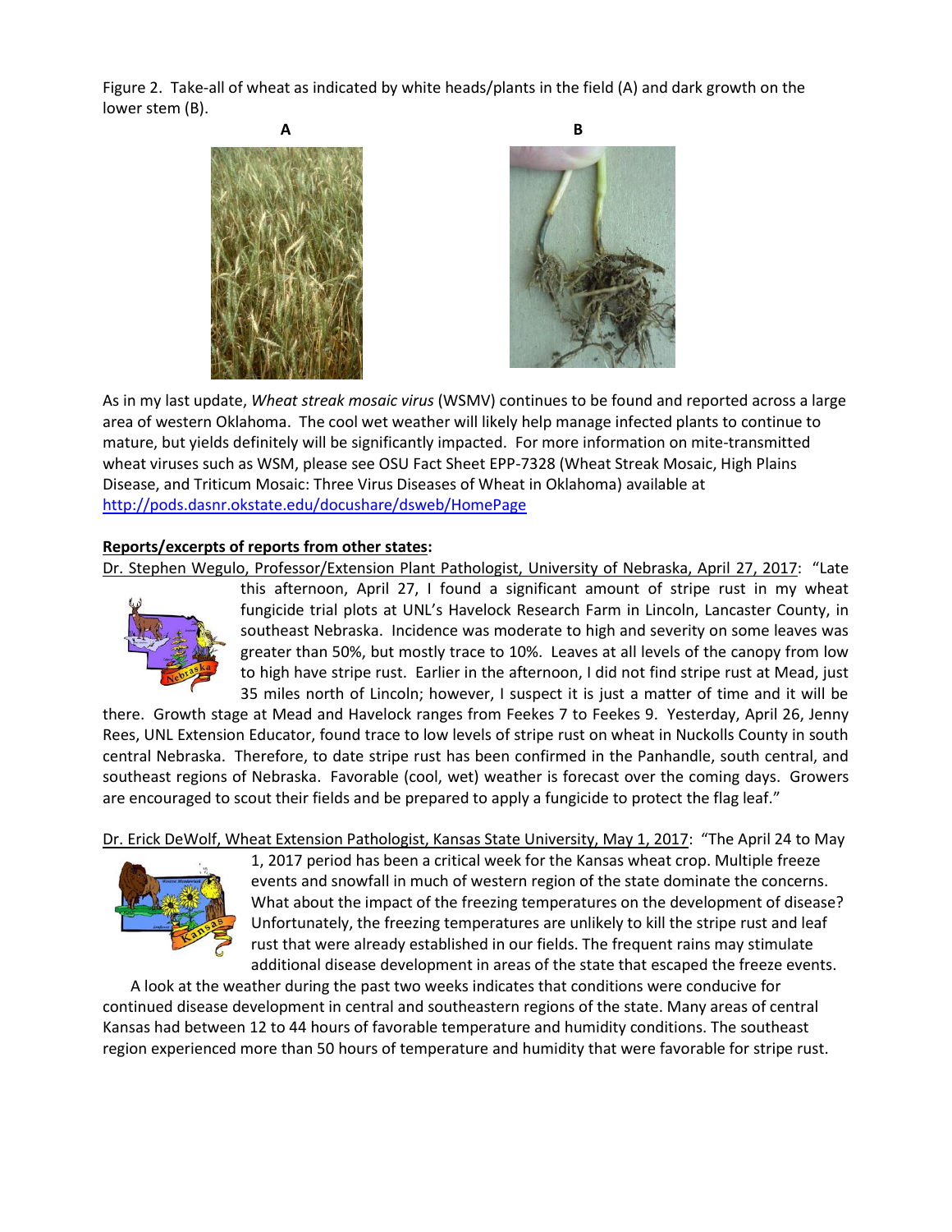Figure 2. Take-all of wheat as indicated by white heads/plants in the field (A) and dark growth on the lower stem (B).

As in my last update, *Wheat streak mosaic virus* (WSMV) continues to be found and reported across a large area of western Oklahoma. The cool wet weather will likely help manage infected plants to continue to mature, but yields definitely will be significantly impacted. For more information on mite-transmitted wheat viruses such as WSM, please see OSU Fact Sheet EPP-7328 (Wheat Streak Mosaic, High Plains Disease, and Triticum Mosaic: Three Virus Diseases of Wheat in Oklahoma) available at [http://pods.dasnr.okstate.edu/docushare/dsweb/HomePage](http://pods.dasnr.okstate.edu/docushare/dsweb/HomePage)

**Reports/excerpts of reports from other states:**

Dr. Stephen Wegulo, Professor/Extension Plant Pathologist, University of Nebraska, April 27, 2017: "Late this afternoon, April 27, I found a significant amount of stripe rust in my wheat fungicide trial plots at UNL's Havelock Research Farm in Lincoln, Lancaster County, in southeast Nebraska. Incidence was moderate to high and severity on some leaves was greater than 50%, but mostly trace to 10%. Leaves at all levels of the canopy from low to high have stripe rust. Earlier in the afternoon, I did not find stripe rust at Mead, just 35 miles north of Lincoln; however, I suspect it is just a matter of time and it will be there. Growth stage at Mead and Havelock ranges from Feekes 7 to Feekes 9. Yesterday, April 26, Jenny Rees, UNL Extension Educator, found trace to low levels of stripe rust on wheat in Nuckolls County in south central Nebraska. Therefore, to date stripe rust has been confirmed in the Panhandle, south central, and southeast regions of Nebraska. Favorable (cool, wet) weather is forecast over the coming days. Growers are encouraged to scout their fields and be prepared to apply a fungicide to protect the flag leaf."

Dr. Erick DeWolf, Wheat Extension Pathologist, Kansas State University, May 1, 2017: "The April 24 to May 1, 2017 period has been a critical week for the Kansas wheat crop. Multiple freeze events and snowfall in much of western region of the state dominate the concerns. What about the impact of the freezing temperatures on the development of disease? Unfortunately, the freezing temperatures are unlikely to kill the stripe rust and leaf rust that were already established in our fields. The frequent rains may stimulate additional disease development in areas of the state that escaped the freeze events.

A look at the weather during the past two weeks indicates that conditions were conducive for continued disease development in central and southeastern regions of the state. Many areas of central Kansas had between 12 to 44 hours of favorable temperature and humidity conditions. The southeast region experienced more than 50 hours of temperature and humidity that were favorable for stripe rust.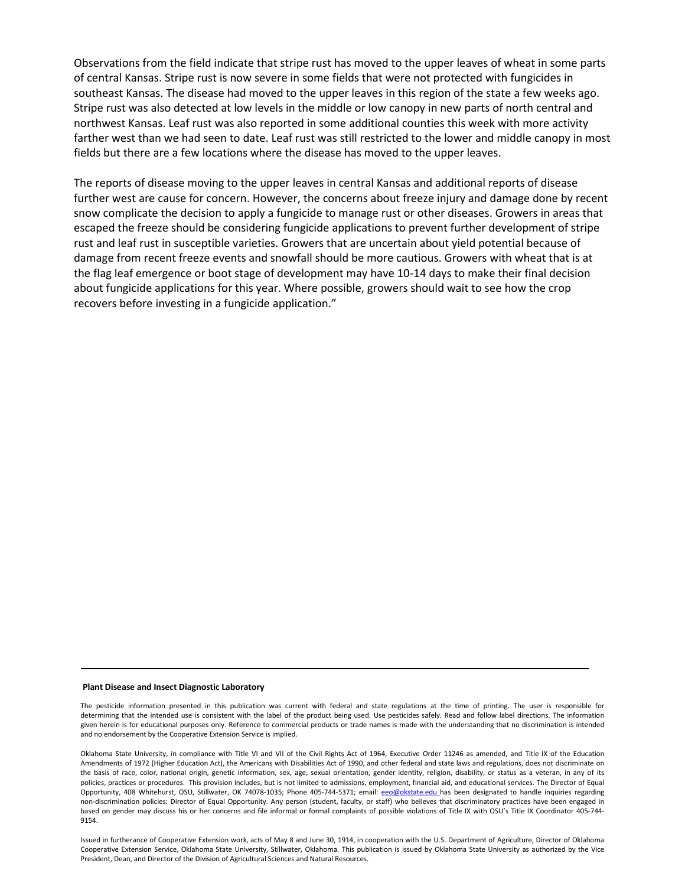Observations from the field indicate that stripe rust has moved to the upper leaves of wheat in some parts of central Kansas. Stripe rust is now severe in some fields that were not protected with fungicides in southeast Kansas. The disease had moved to the upper leaves in this region of the state a few weeks ago. Stripe rust was also detected at low levels in the middle or low canopy in new parts of north central and northwest Kansas. Leaf rust was also reported in some additional counties this week with more activity farther west than we had seen to date. Leaf rust was still restricted to the lower and middle canopy in most fields but there are a few locations where the disease has moved to the upper leaves.

The reports of disease moving to the upper leaves in central Kansas and additional reports of disease further west are cause for concern. However, the concerns about freeze injury and damage done by recent snow complicate the decision to apply a fungicide to manage rust or other diseases. Growers in areas that escaped the freeze should be considering fungicide applications to prevent further development of stripe rust and leaf rust in susceptible varieties. Growers that are uncertain about yield potential because of damage from recent freeze events and snowfall should be more cautious. Growers with wheat that is at the flag leaf emergence or boot stage of development may have 10-14 days to make their final decision about fungicide applications for this year. Where possible, growers should wait to see how the crop recovers before investing in a fungicide application."

---

**Plant Disease and Insect Diagnostic Laboratory**

The pesticide information presented in this publication was current with federal and state regulations at the time of printing. The user is responsible for determining that the intended use is consistent with the label of the product being used. Use pesticides safely. Read and follow label directions. The information given herein is for educational purposes only. Reference to commercial products or trade names is made with the understanding that no discrimination is intended and no endorsement by the Cooperative Extension Service is implied.

Oklahoma State University, in compliance with Title VI and VII of the Civil Rights Act of 1964, Executive Order 11246 as amended, and Title IX of the Education Amendments of 1972 (Higher Education Act), the Americans with Disabilities Act of 1990, and other federal and state laws and regulations, does not discriminate on the basis of race, color, national origin, genetic information, sex, age, sexual orientation, gender identity, religion, disability, or status as a veteran, in any of its policies, practices or procedures. This provision includes, but is not limited to admissions, employment, financial aid, and educational services. The Director of Equal Opportunity, 408 Whitehurst, OSU, Stillwater, OK 74078-1035; Phone 405-744-5371; email: eeo@okstate.edu has been designated to handle inquiries regarding non-discrimination policies: Director of Equal Opportunity. Any person (student, faculty, or staff) who believes that discriminatory practices have been engaged in based on gender may discuss his or her concerns and file informal or formal complaints of possible violations of Title IX with OSU's Title IX Coordinator 405-744-9154.

Issued in furtherance of Cooperative Extension work, acts of May 8 and June 30, 1914, in cooperation with the U.S. Department of Agriculture, Director of Oklahoma Cooperative Extension Service, Oklahoma State University, Stillwater, Oklahoma. This publication is issued by Oklahoma State University as authorized by the Vice President, Dean, and Director of the Division of Agricultural Sciences and Natural Resources.